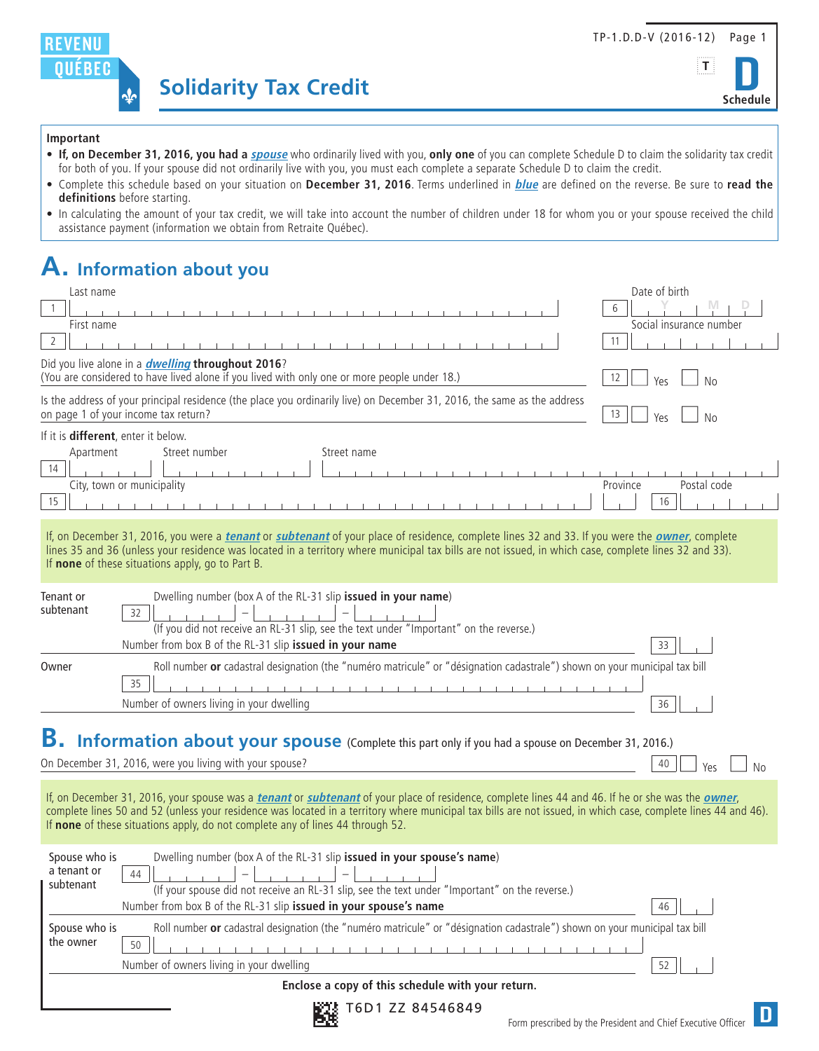REVENU QUÉBEC

TP-1.D.D-V (2016-12)

T

# Solidarity Tax Credit

**D Schedule**

**Important**

- **If, on December 31, 2016, you had a *spouse*** who ordinarily lived with you, **only one** of you can complete Schedule D to claim the solidarity tax credit for both of you. If your spouse did not ordinarily live with you, you must each complete a separate Schedule D to claim the credit.
- Complete this schedule based on your situation on **December 31, 2016**. Terms underlined in ***blue*** are defined on the reverse. Be sure to **read the definitions** before starting.
- In calculating the amount of your tax credit, we will take into account the number of children under 18 for whom you or your spouse received the child assistance payment (information we obtain from Retraite Québec).

## A. Information about you

Last name 1

Date of birth 6 Y M D

First name 2

Social insurance number 11

Did you live alone in a ***dwelling*** **throughout 2016**?
(You are considered to have lived alone if you lived with only one or more people under 18.) 12 Yes No

Is the address of your principal residence (the place you ordinarily live) on December 31, 2016, the same as the address on page 1 of your income tax return? 13 Yes No

If it is **different**, enter it below.

14 Apartment / Street number / Street name

15 City, town or municipality / Province / 16 Postal code

If, on December 31, 2016, you were a ***tenant*** or ***subtenant*** of your place of residence, complete lines 32 and 33. If you were the ***owner***, complete lines 35 and 36 (unless your residence was located in a territory where municipal tax bills are not issued, in which case, complete lines 32 and 33).
If **none** of these situations apply, go to Part B.

**Tenant or subtenant**

Dwelling number (box A of the RL-31 slip **issued in your name**) 32 – –
(If you did not receive an RL-31 slip, see the text under "Important" on the reverse.)

Number from box B of the RL-31 slip **issued in your name** 33

**Owner**

Roll number **or** cadastral designation (the "numéro matricule" or "désignation cadastrale") shown on your municipal tax bill 35

Number of owners living in your dwelling 36

## B. Information about your spouse (Complete this part only if you had a spouse on December 31, 2016.)

On December 31, 2016, were you living with your spouse? 40 Yes No

If, on December 31, 2016, your spouse was a ***tenant*** or ***subtenant*** of your place of residence, complete lines 44 and 46. If he or she was the ***owner***, complete lines 50 and 52 (unless your residence was located in a territory where municipal tax bills are not issued, in which case, complete lines 44 and 46).
If **none** of these situations apply, do not complete any of lines 44 through 52.

**Spouse who is a tenant or subtenant**

Dwelling number (box A of the RL-31 slip **issued in your spouse's name**) 44 – –
(If your spouse did not receive an RL-31 slip, see the text under "Important" on the reverse.)

Number from box B of the RL-31 slip **issued in your spouse's name** 46

**Spouse who is the owner**

Roll number **or** cadastral designation (the "numéro matricule" or "désignation cadastrale") shown on your municipal tax bill 50

Number of owners living in your dwelling 52

**Enclose a copy of this schedule with your return.**

T6D1 ZZ 84546849

Form prescribed by the President and Chief Executive Officer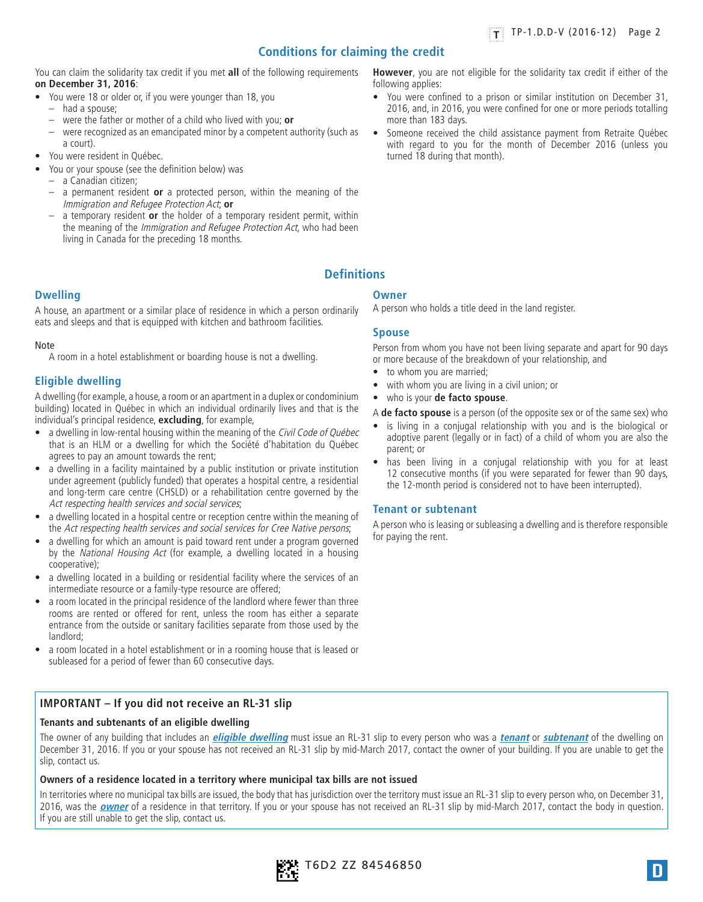## Conditions for claiming the credit

You can claim the solidarity tax credit if you met **all** of the following requirements **on December 31, 2016**:

- You were 18 or older or, if you were younger than 18, you
  - had a spouse;
  - were the father or mother of a child who lived with you; **or**
  - were recognized as an emancipated minor by a competent authority (such as a court).
- You were resident in Québec.
- You or your spouse (see the definition below) was
  - a Canadian citizen;
  - a permanent resident **or** a protected person, within the meaning of the *Immigration and Refugee Protection Act*; **or**
  - a temporary resident **or** the holder of a temporary resident permit, within the meaning of the *Immigration and Refugee Protection Act*, who had been living in Canada for the preceding 18 months.

**However**, you are not eligible for the solidarity tax credit if either of the following applies:

- You were confined to a prison or similar institution on December 31, 2016, and, in 2016, you were confined for one or more periods totalling more than 183 days.
- Someone received the child assistance payment from Retraite Québec with regard to you for the month of December 2016 (unless you turned 18 during that month).

## Definitions

### Dwelling

A house, an apartment or a similar place of residence in which a person ordinarily eats and sleeps and that is equipped with kitchen and bathroom facilities.

Note

A room in a hotel establishment or boarding house is not a dwelling.

### Eligible dwelling

A dwelling (for example, a house, a room or an apartment in a duplex or condominium building) located in Québec in which an individual ordinarily lives and that is the individual's principal residence, **excluding**, for example,

- a dwelling in low-rental housing within the meaning of the *Civil Code of Québec* that is an HLM or a dwelling for which the Société d'habitation du Québec agrees to pay an amount towards the rent;
- a dwelling in a facility maintained by a public institution or private institution under agreement (publicly funded) that operates a hospital centre, a residential and long-term care centre (CHSLD) or a rehabilitation centre governed by the *Act respecting health services and social services*;
- a dwelling located in a hospital centre or reception centre within the meaning of the *Act respecting health services and social services for Cree Native persons*;
- a dwelling for which an amount is paid toward rent under a program governed by the *National Housing Act* (for example, a dwelling located in a housing cooperative);
- a dwelling located in a building or residential facility where the services of an intermediate resource or a family-type resource are offered;
- a room located in the principal residence of the landlord where fewer than three rooms are rented or offered for rent, unless the room has either a separate entrance from the outside or sanitary facilities separate from those used by the landlord;
- a room located in a hotel establishment or in a rooming house that is leased or subleased for a period of fewer than 60 consecutive days.

### Owner

A person who holds a title deed in the land register.

### Spouse

Person from whom you have not been living separate and apart for 90 days or more because of the breakdown of your relationship, and

- to whom you are married;
- with whom you are living in a civil union; or
- who is your **de facto spouse**.

A **de facto spouse** is a person (of the opposite sex or of the same sex) who

- is living in a conjugal relationship with you and is the biological or adoptive parent (legally or in fact) of a child of whom you are also the parent; or
- has been living in a conjugal relationship with you for at least 12 consecutive months (if you were separated for fewer than 90 days, the 12-month period is considered not to have been interrupted).

### Tenant or subtenant

A person who is leasing or subleasing a dwelling and is therefore responsible for paying the rent.

### IMPORTANT – If you did not receive an RL-31 slip

**Tenants and subtenants of an eligible dwelling**

The owner of any building that includes an ***eligible dwelling*** must issue an RL-31 slip to every person who was a ***tenant*** or ***subtenant*** of the dwelling on December 31, 2016. If you or your spouse has not received an RL-31 slip by mid-March 2017, contact the owner of your building. If you are unable to get the slip, contact us.

**Owners of a residence located in a territory where municipal tax bills are not issued**

In territories where no municipal tax bills are issued, the body that has jurisdiction over the territory must issue an RL-31 slip to every person who, on December 31, 2016, was the ***owner*** of a residence in that territory. If you or your spouse has not received an RL-31 slip by mid-March 2017, contact the body in question. If you are still unable to get the slip, contact us.